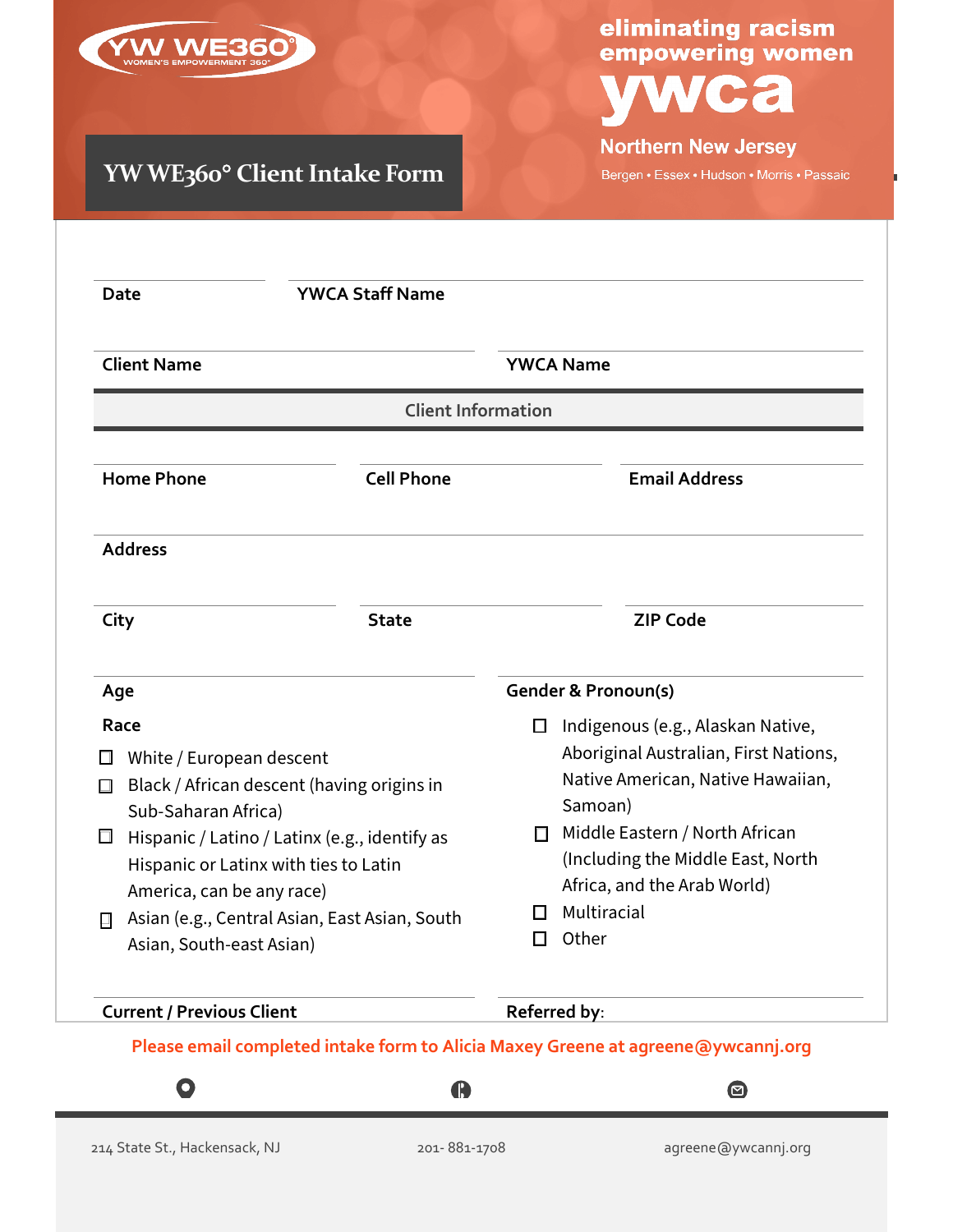YW WE360° WOMEN'S EMPOWERMENT 360°

eliminating racism
empowering women

ywca

Northern New Jersey

Bergen • Essex • Hudson • Morris • Passaic

# YW WE360° Client Intake Form

Date

YWCA Staff Name

Client Name

YWCA Name

## Client Information

Home Phone

Cell Phone

Email Address

Address

City

State

ZIP Code

Age

Gender & Pronoun(s)

Race

- ☐ White / European descent
- ☐ Black / African descent (having origins in Sub-Saharan Africa)
- ☐ Hispanic / Latino / Latinx (e.g., identify as Hispanic or Latinx with ties to Latin America, can be any race)
- ☐ Asian (e.g., Central Asian, East Asian, South Asian, South-east Asian)
- ☐ Indigenous (e.g., Alaskan Native, Aboriginal Australian, First Nations, Native American, Native Hawaiian, Samoan)
- ☐ Middle Eastern / North African (Including the Middle East, North Africa, and the Arab World)
- ☐ Multiracial
- ☐ Other

Current / Previous Client

Referred by:

**Please email completed intake form to Alicia Maxey Greene at agreene@ywcannj.org**

214 State St., Hackensack, NJ

201- 881-1708

agreene@ywcannj.org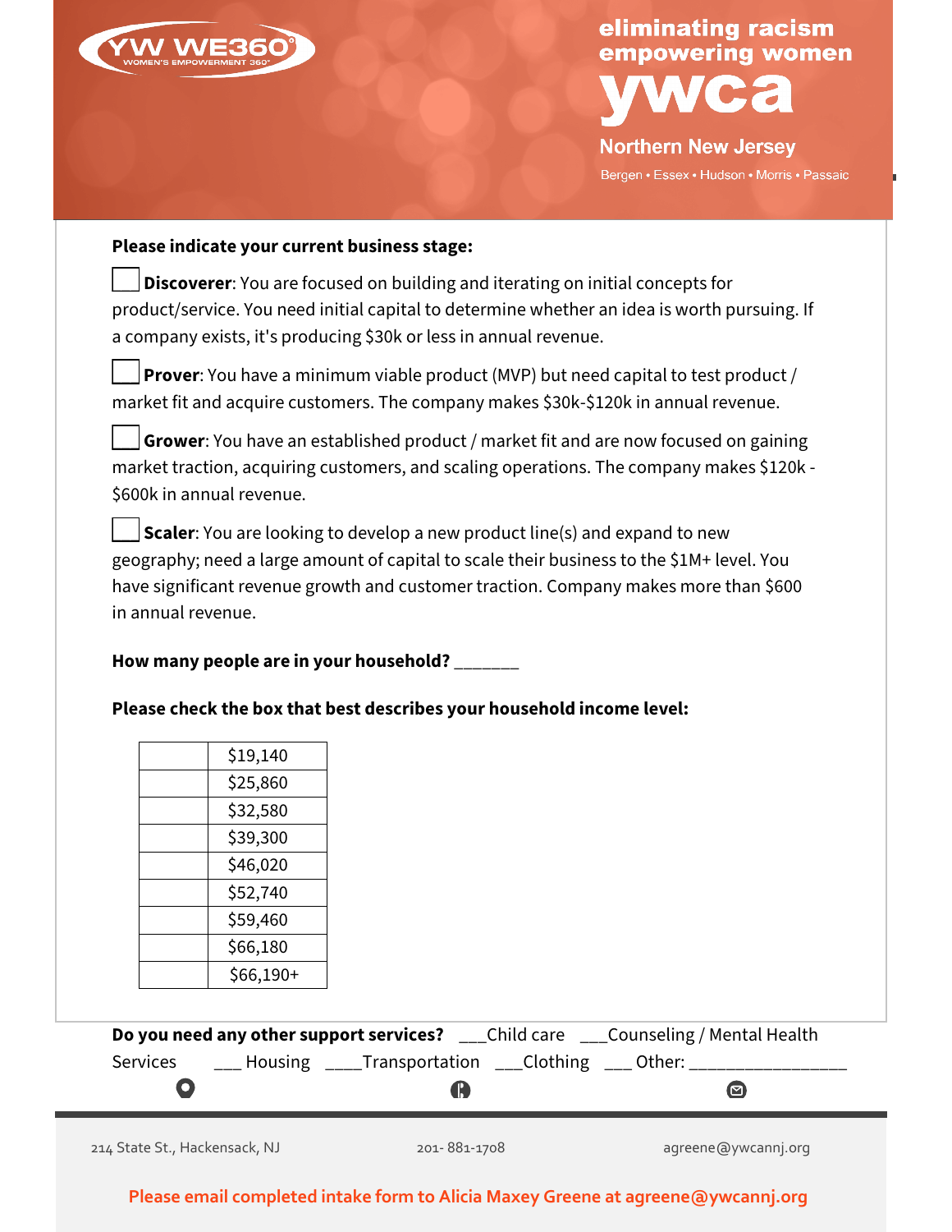eliminating racism
empowering women

**ywca**

**Northern New Jersey**

Bergen • Essex • Hudson • Morris • Passaic

**Please indicate your current business stage:**

☐ **Discoverer**: You are focused on building and iterating on initial concepts for product/service. You need initial capital to determine whether an idea is worth pursuing. If a company exists, it's producing $30k or less in annual revenue.

☐ **Prover**: You have a minimum viable product (MVP) but need capital to test product / market fit and acquire customers. The company makes $30k-$120k in annual revenue.

☐ **Grower**: You have an established product / market fit and are now focused on gaining market traction, acquiring customers, and scaling operations. The company makes $120k - $600k in annual revenue.

☐ **Scaler**: You are looking to develop a new product line(s) and expand to new geography; need a large amount of capital to scale their business to the $1M+ level. You have significant revenue growth and customer traction. Company makes more than $600 in annual revenue.

**How many people are in your household?** _______

**Please check the box that best describes your household income level:**

| | |
|---|---|
| | $19,140 |
| | $25,860 |
| | $32,580 |
| | $39,300 |
| | $46,020 |
| | $52,740 |
| | $59,460 |
| | $66,180 |
| | $66,190+ |

**Do you need any other support services?** ___Child care ___Counseling / Mental Health Services ___ Housing ____Transportation ___Clothing ___ Other: _________________

214 State St., Hackensack, NJ

201- 881-1708

agreene@ywcannj.org

**Please email completed intake form to Alicia Maxey Greene at agreene@ywcannj.org**